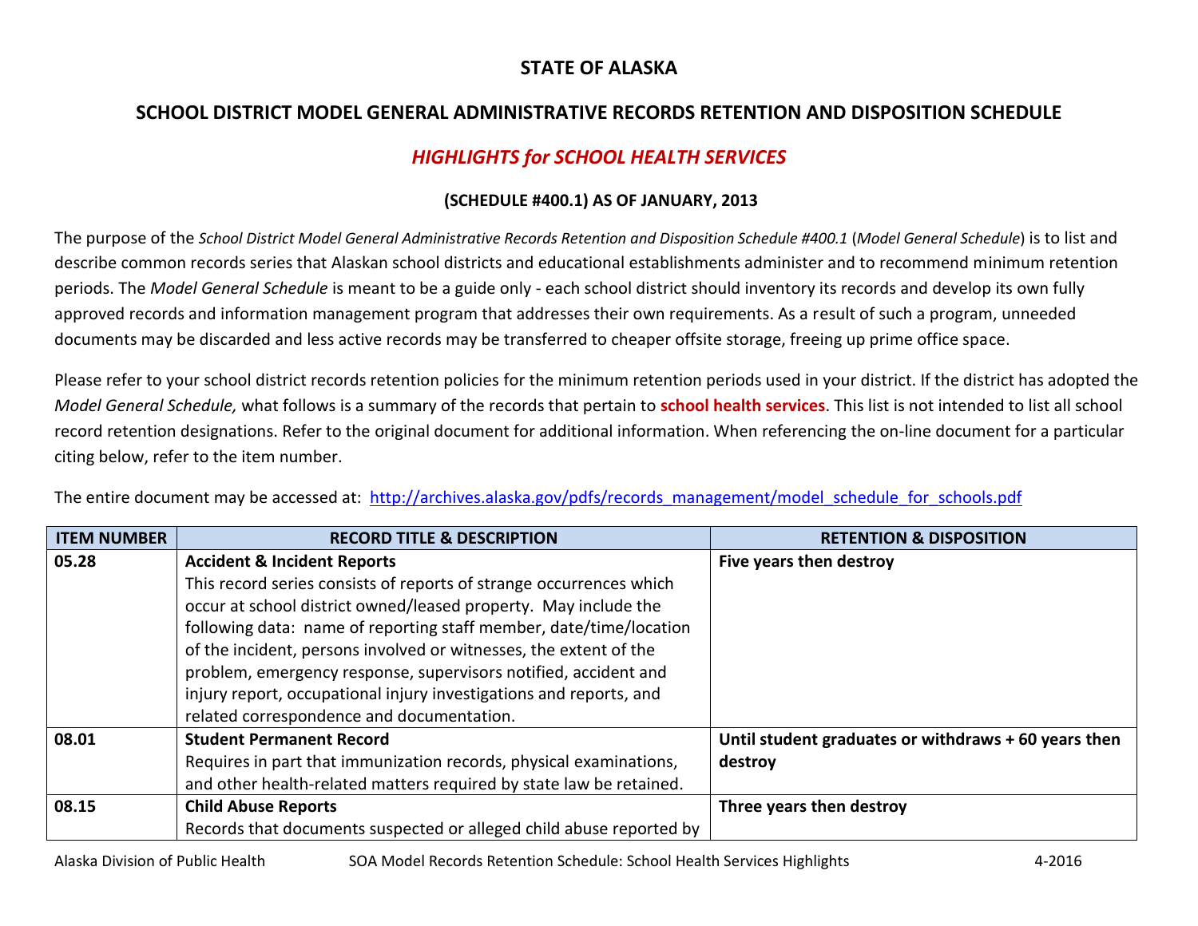# STATE OF ALASKA

## SCHOOL DISTRICT MODEL GENERAL ADMINISTRATIVE RECORDS RETENTION AND DISPOSITION SCHEDULE

### *HIGHLIGHTS for SCHOOL HEALTH SERVICES*

**(SCHEDULE #400.1) AS OF JANUARY, 2013**

The purpose of the *School District Model General Administrative Records Retention and Disposition Schedule #400.1* (*Model General Schedule*) is to list and describe common records series that Alaskan school districts and educational establishments administer and to recommend minimum retention periods. The *Model General Schedule* is meant to be a guide only - each school district should inventory its records and develop its own fully approved records and information management program that addresses their own requirements. As a result of such a program, unneeded documents may be discarded and less active records may be transferred to cheaper offsite storage, freeing up prime office space.

Please refer to your school district records retention policies for the minimum retention periods used in your district. If the district has adopted the *Model General Schedule,* what follows is a summary of the records that pertain to **school health services**. This list is not intended to list all school record retention designations. Refer to the original document for additional information. When referencing the on-line document for a particular citing below, refer to the item number.

The entire document may be accessed at: http://archives.alaska.gov/pdfs/records_management/model_schedule_for_schools.pdf

| ITEM NUMBER | RECORD TITLE & DESCRIPTION | RETENTION & DISPOSITION |
|---|---|---|
| **05.28** | **Accident & Incident Reports**<br>This record series consists of reports of strange occurrences which occur at school district owned/leased property. May include the following data: name of reporting staff member, date/time/location of the incident, persons involved or witnesses, the extent of the problem, emergency response, supervisors notified, accident and injury report, occupational injury investigations and reports, and related correspondence and documentation. | **Five years then destroy** |
| **08.01** | **Student Permanent Record**<br>Requires in part that immunization records, physical examinations, and other health-related matters required by state law be retained. | **Until student graduates or withdraws + 60 years then destroy** |
| **08.15** | **Child Abuse Reports**<br>Records that documents suspected or alleged child abuse reported by | **Three years then destroy** |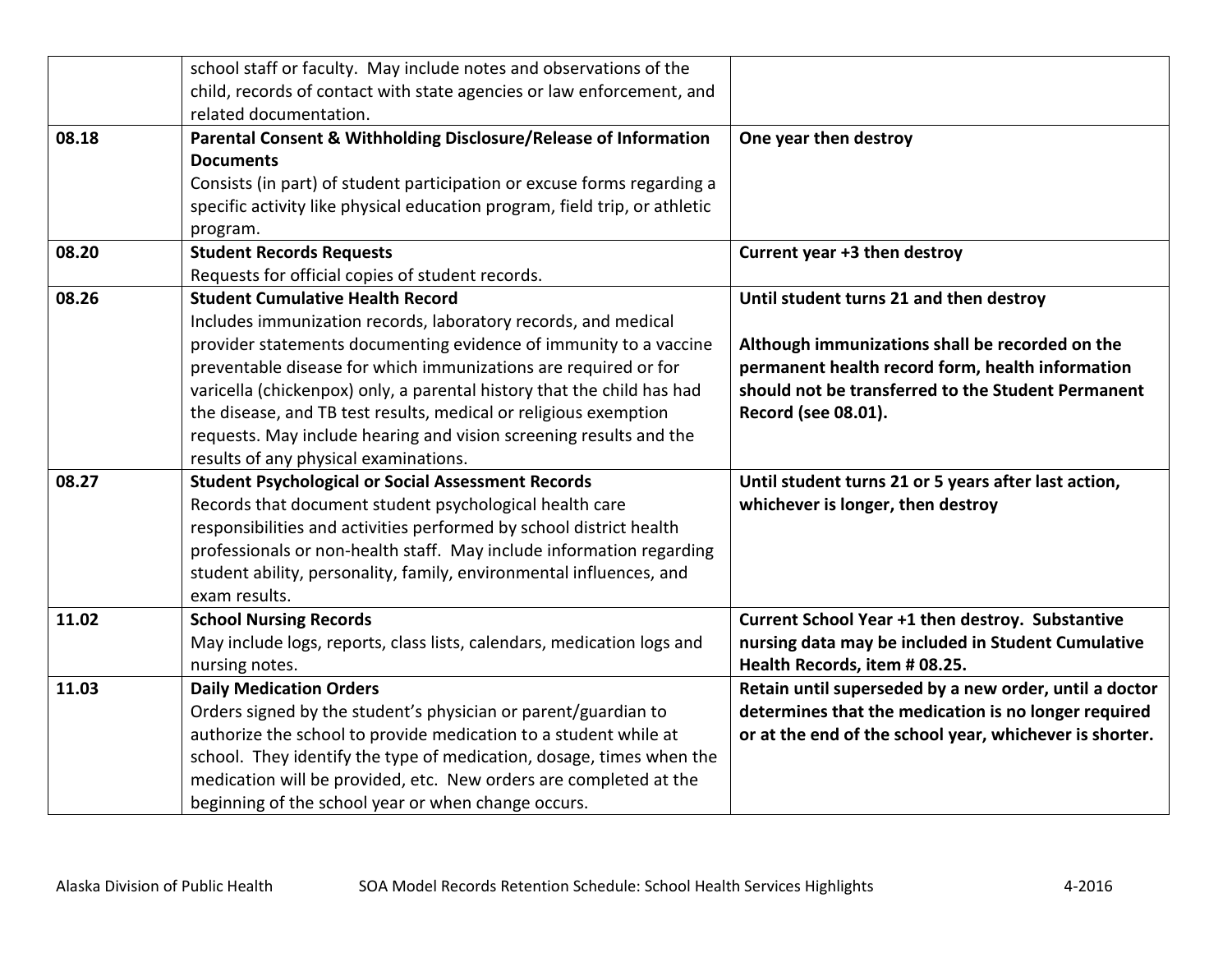| | | |
|---|---|---|
| | school staff or faculty. May include notes and observations of the child, records of contact with state agencies or law enforcement, and related documentation. | |
| 08.18 | **Parental Consent & Withholding Disclosure/Release of Information Documents**<br>Consists (in part) of student participation or excuse forms regarding a specific activity like physical education program, field trip, or athletic program. | **One year then destroy** |
| 08.20 | **Student Records Requests**<br>Requests for official copies of student records. | **Current year +3 then destroy** |
| 08.26 | **Student Cumulative Health Record**<br>Includes immunization records, laboratory records, and medical provider statements documenting evidence of immunity to a vaccine preventable disease for which immunizations are required or for varicella (chickenpox) only, a parental history that the child has had the disease, and TB test results, medical or religious exemption requests. May include hearing and vision screening results and the results of any physical examinations. | **Until student turns 21 and then destroy**<br><br>**Although immunizations shall be recorded on the permanent health record form, health information should not be transferred to the Student Permanent Record (see 08.01).** |
| 08.27 | **Student Psychological or Social Assessment Records**<br>Records that document student psychological health care responsibilities and activities performed by school district health professionals or non-health staff. May include information regarding student ability, personality, family, environmental influences, and exam results. | **Until student turns 21 or 5 years after last action, whichever is longer, then destroy** |
| 11.02 | **School Nursing Records**<br>May include logs, reports, class lists, calendars, medication logs and nursing notes. | **Current School Year +1 then destroy. Substantive nursing data may be included in Student Cumulative Health Records, item # 08.25.** |
| 11.03 | **Daily Medication Orders**<br>Orders signed by the student's physician or parent/guardian to authorize the school to provide medication to a student while at school. They identify the type of medication, dosage, times when the medication will be provided, etc. New orders are completed at the beginning of the school year or when change occurs. | **Retain until superseded by a new order, until a doctor determines that the medication is no longer required or at the end of the school year, whichever is shorter.** |